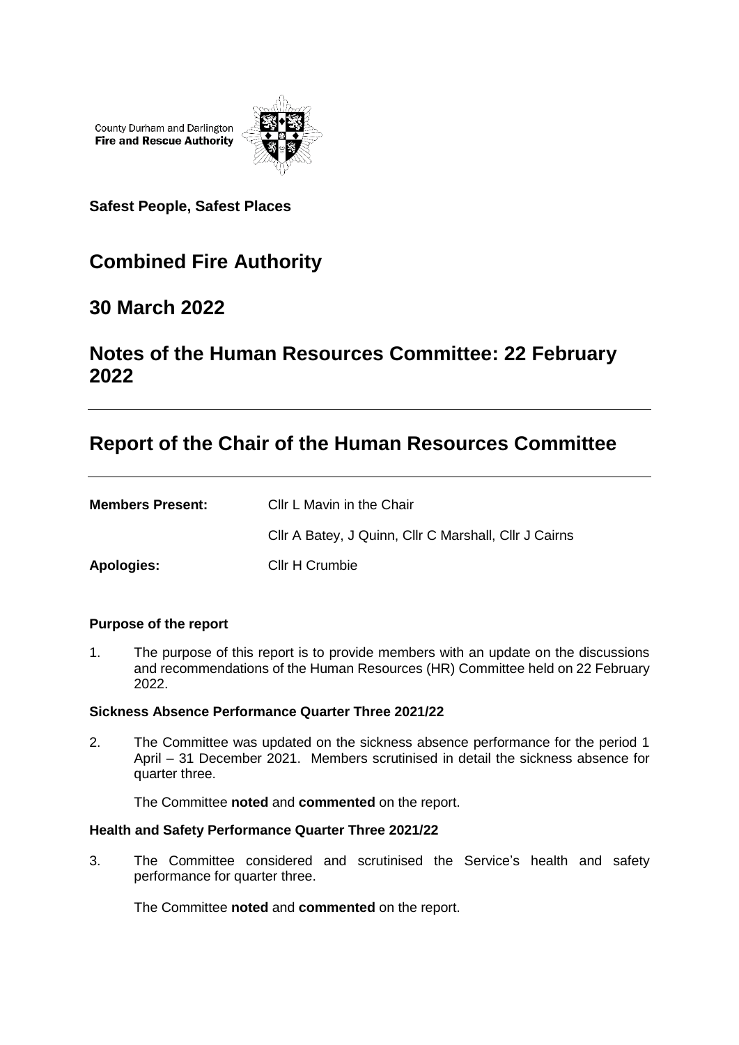County Durham and Darlington
**Fire and Rescue Authority**

**Safest People, Safest Places**

# Combined Fire Authority

## 30 March 2022

## Notes of the Human Resources Committee: 22 February 2022

---

# Report of the Chair of the Human Resources Committee

---

| | |
|---|---|
| **Members Present:** | Cllr L Mavin in the Chair |
| | Cllr A Batey, J Quinn, Cllr C Marshall, Cllr J Cairns |
| **Apologies:** | Cllr H Crumbie |

### Purpose of the report

1. The purpose of this report is to provide members with an update on the discussions and recommendations of the Human Resources (HR) Committee held on 22 February 2022.

### Sickness Absence Performance Quarter Three 2021/22

2. The Committee was updated on the sickness absence performance for the period 1 April – 31 December 2021. Members scrutinised in detail the sickness absence for quarter three.

   The Committee **noted** and **commented** on the report.

### Health and Safety Performance Quarter Three 2021/22

3. The Committee considered and scrutinised the Service's health and safety performance for quarter three.

   The Committee **noted** and **commented** on the report.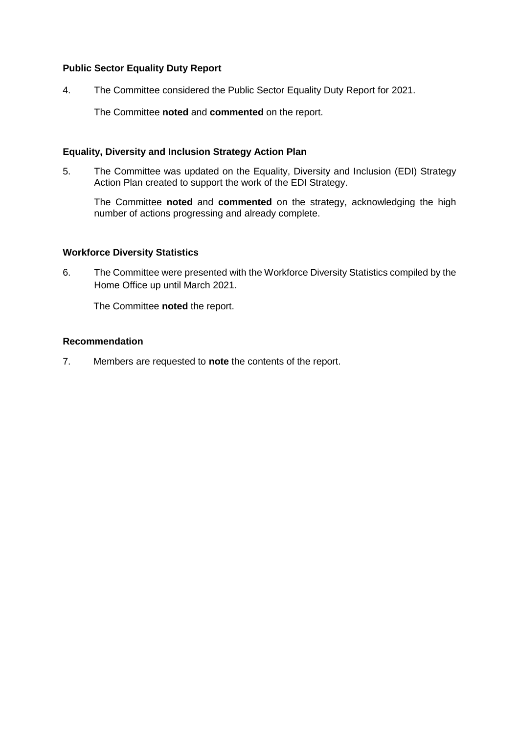**Public Sector Equality Duty Report**

4. The Committee considered the Public Sector Equality Duty Report for 2021.

   The Committee **noted** and **commented** on the report.

**Equality, Diversity and Inclusion Strategy Action Plan**

5. The Committee was updated on the Equality, Diversity and Inclusion (EDI) Strategy Action Plan created to support the work of the EDI Strategy.

   The Committee **noted** and **commented** on the strategy, acknowledging the high number of actions progressing and already complete.

**Workforce Diversity Statistics**

6. The Committee were presented with the Workforce Diversity Statistics compiled by the Home Office up until March 2021.

   The Committee **noted** the report.

**Recommendation**

7. Members are requested to **note** the contents of the report.